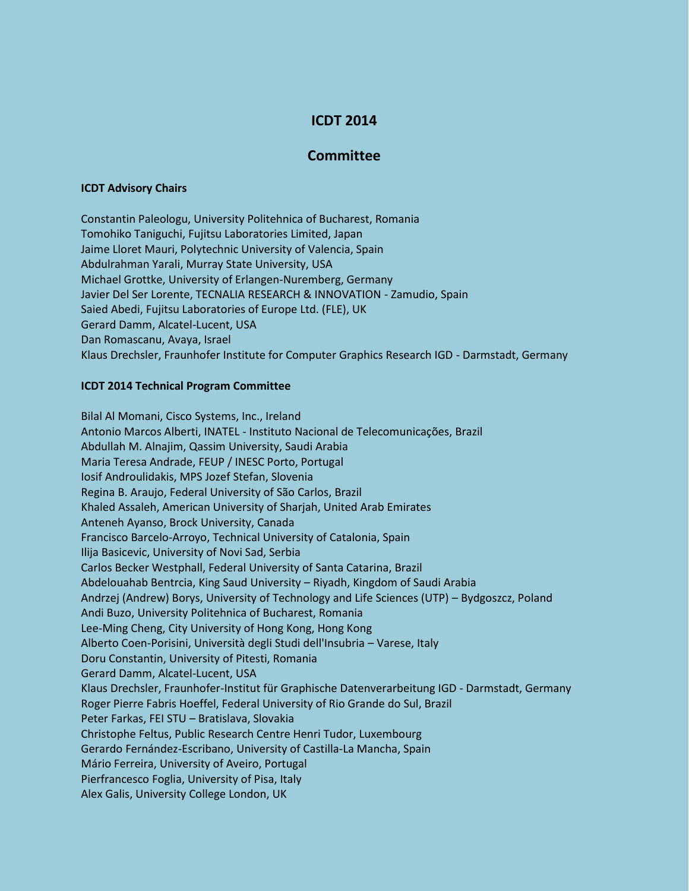# ICDT 2014

## Committee

### ICDT Advisory Chairs

Constantin Paleologu, University Politehnica of Bucharest, Romania
Tomohiko Taniguchi, Fujitsu Laboratories Limited, Japan
Jaime Lloret Mauri, Polytechnic University of Valencia, Spain
Abdulrahman Yarali, Murray State University, USA
Michael Grottke, University of Erlangen-Nuremberg, Germany
Javier Del Ser Lorente, TECNALIA RESEARCH & INNOVATION - Zamudio, Spain
Saied Abedi, Fujitsu Laboratories of Europe Ltd. (FLE), UK
Gerard Damm, Alcatel-Lucent, USA
Dan Romascanu, Avaya, Israel
Klaus Drechsler, Fraunhofer Institute for Computer Graphics Research IGD - Darmstadt, Germany

### ICDT 2014 Technical Program Committee

Bilal Al Momani, Cisco Systems, Inc., Ireland
Antonio Marcos Alberti, INATEL - Instituto Nacional de Telecomunicações, Brazil
Abdullah M. Alnajim, Qassim University, Saudi Arabia
Maria Teresa Andrade, FEUP / INESC Porto, Portugal
Iosif Androulidakis, MPS Jozef Stefan, Slovenia
Regina B. Araujo, Federal University of São Carlos, Brazil
Khaled Assaleh, American University of Sharjah, United Arab Emirates
Anteneh Ayanso, Brock University, Canada
Francisco Barcelo-Arroyo, Technical University of Catalonia, Spain
Ilija Basicevic, University of Novi Sad, Serbia
Carlos Becker Westphall, Federal University of Santa Catarina, Brazil
Abdelouahab Bentrcia, King Saud University – Riyadh, Kingdom of Saudi Arabia
Andrzej (Andrew) Borys, University of Technology and Life Sciences (UTP) – Bydgoszcz, Poland
Andi Buzo, University Politehnica of Bucharest, Romania
Lee-Ming Cheng, City University of Hong Kong, Hong Kong
Alberto Coen-Porisini, Università degli Studi dell'Insubria – Varese, Italy
Doru Constantin, University of Pitesti, Romania
Gerard Damm, Alcatel-Lucent, USA
Klaus Drechsler, Fraunhofer-Institut für Graphische Datenverarbeitung IGD - Darmstadt, Germany
Roger Pierre Fabris Hoeffel, Federal University of Rio Grande do Sul, Brazil
Peter Farkas, FEI STU – Bratislava, Slovakia
Christophe Feltus, Public Research Centre Henri Tudor, Luxembourg
Gerardo Fernández-Escribano, University of Castilla-La Mancha, Spain
Mário Ferreira, University of Aveiro, Portugal
Pierfrancesco Foglia, University of Pisa, Italy
Alex Galis, University College London, UK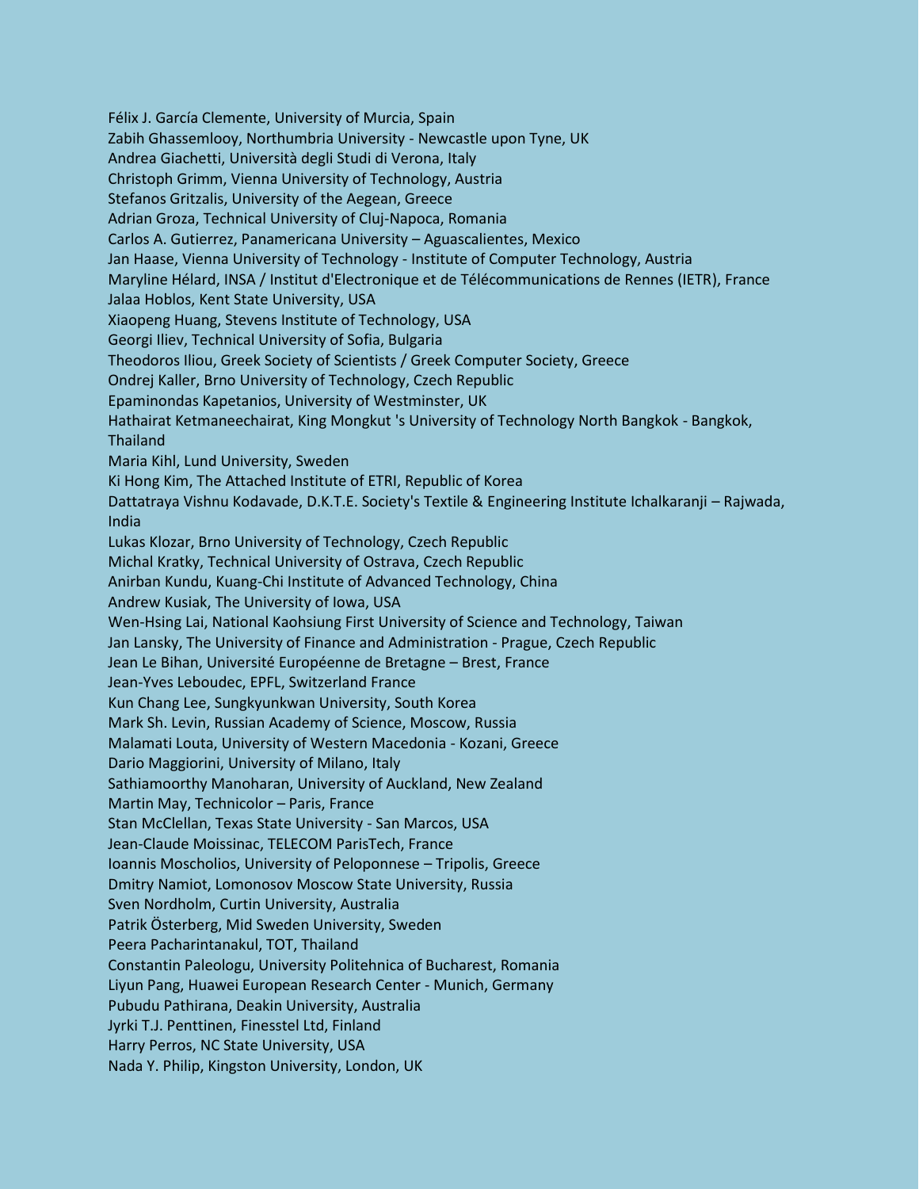Félix J. García Clemente, University of Murcia, Spain
Zabih Ghassemlooy, Northumbria University - Newcastle upon Tyne, UK
Andrea Giachetti, Università degli Studi di Verona, Italy
Christoph Grimm, Vienna University of Technology, Austria
Stefanos Gritzalis, University of the Aegean, Greece
Adrian Groza, Technical University of Cluj-Napoca, Romania
Carlos A. Gutierrez, Panamericana University – Aguascalientes, Mexico
Jan Haase, Vienna University of Technology - Institute of Computer Technology, Austria
Maryline Hélard, INSA / Institut d'Electronique et de Télécommunications de Rennes (IETR), France
Jalaa Hoblos, Kent State University, USA
Xiaopeng Huang, Stevens Institute of Technology, USA
Georgi Iliev, Technical University of Sofia, Bulgaria
Theodoros Iliou, Greek Society of Scientists / Greek Computer Society, Greece
Ondrej Kaller, Brno University of Technology, Czech Republic
Epaminondas Kapetanios, University of Westminster, UK
Hathairat Ketmaneechairat, King Mongkut 's University of Technology North Bangkok - Bangkok, Thailand
Maria Kihl, Lund University, Sweden
Ki Hong Kim, The Attached Institute of ETRI, Republic of Korea
Dattatraya Vishnu Kodavade, D.K.T.E. Society's Textile & Engineering Institute Ichalkaranji – Rajwada, India
Lukas Klozar, Brno University of Technology, Czech Republic
Michal Kratky, Technical University of Ostrava, Czech Republic
Anirban Kundu, Kuang-Chi Institute of Advanced Technology, China
Andrew Kusiak, The University of Iowa, USA
Wen-Hsing Lai, National Kaohsiung First University of Science and Technology, Taiwan
Jan Lansky, The University of Finance and Administration - Prague, Czech Republic
Jean Le Bihan, Université Européenne de Bretagne – Brest, France
Jean-Yves Leboudec, EPFL, Switzerland France
Kun Chang Lee, Sungkyunkwan University, South Korea
Mark Sh. Levin, Russian Academy of Science, Moscow, Russia
Malamati Louta, University of Western Macedonia - Kozani, Greece
Dario Maggiorini, University of Milano, Italy
Sathiamoorthy Manoharan, University of Auckland, New Zealand
Martin May, Technicolor – Paris, France
Stan McClellan, Texas State University - San Marcos, USA
Jean-Claude Moissinac, TELECOM ParisTech, France
Ioannis Moscholios, University of Peloponnese – Tripolis, Greece
Dmitry Namiot, Lomonosov Moscow State University, Russia
Sven Nordholm, Curtin University, Australia
Patrik Österberg, Mid Sweden University, Sweden
Peera Pacharintanakul, TOT, Thailand
Constantin Paleologu, University Politehnica of Bucharest, Romania
Liyun Pang, Huawei European Research Center - Munich, Germany
Pubudu Pathirana, Deakin University, Australia
Jyrki T.J. Penttinen, Finesstel Ltd, Finland
Harry Perros, NC State University, USA
Nada Y. Philip, Kingston University, London, UK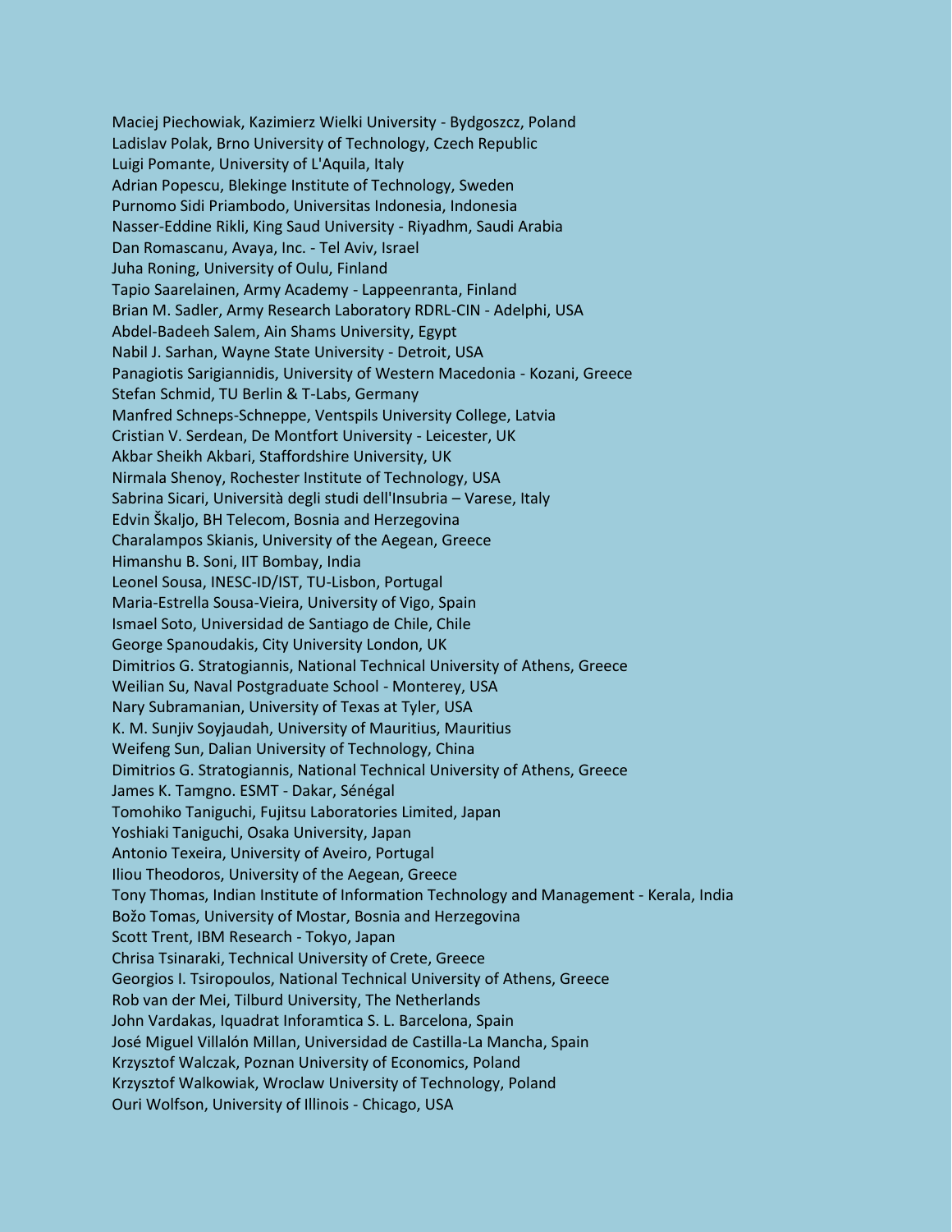Maciej Piechowiak, Kazimierz Wielki University - Bydgoszcz, Poland
Ladislav Polak, Brno University of Technology, Czech Republic
Luigi Pomante, University of L'Aquila, Italy
Adrian Popescu, Blekinge Institute of Technology, Sweden
Purnomo Sidi Priambodo, Universitas Indonesia, Indonesia
Nasser-Eddine Rikli, King Saud University - Riyadhm, Saudi Arabia
Dan Romascanu, Avaya, Inc. - Tel Aviv, Israel
Juha Roning, University of Oulu, Finland
Tapio Saarelainen, Army Academy - Lappeenranta, Finland
Brian M. Sadler, Army Research Laboratory RDRL-CIN - Adelphi, USA
Abdel-Badeeh Salem, Ain Shams University, Egypt
Nabil J. Sarhan, Wayne State University - Detroit, USA
Panagiotis Sarigiannidis, University of Western Macedonia - Kozani, Greece
Stefan Schmid, TU Berlin & T-Labs, Germany
Manfred Schneps-Schneppe, Ventspils University College, Latvia
Cristian V. Serdean, De Montfort University - Leicester, UK
Akbar Sheikh Akbari, Staffordshire University, UK
Nirmala Shenoy, Rochester Institute of Technology, USA
Sabrina Sicari, Università degli studi dell'Insubria – Varese, Italy
Edvin Škaljo, BH Telecom, Bosnia and Herzegovina
Charalampos Skianis, University of the Aegean, Greece
Himanshu B. Soni, IIT Bombay, India
Leonel Sousa, INESC-ID/IST, TU-Lisbon, Portugal
Maria-Estrella Sousa-Vieira, University of Vigo, Spain
Ismael Soto, Universidad de Santiago de Chile, Chile
George Spanoudakis, City University London, UK
Dimitrios G. Stratogiannis, National Technical University of Athens, Greece
Weilian Su, Naval Postgraduate School - Monterey, USA
Nary Subramanian, University of Texas at Tyler, USA
K. M. Sunjiv Soyjaudah, University of Mauritius, Mauritius
Weifeng Sun, Dalian University of Technology, China
Dimitrios G. Stratogiannis, National Technical University of Athens, Greece
James K. Tamgno. ESMT - Dakar, Sénégal
Tomohiko Taniguchi, Fujitsu Laboratories Limited, Japan
Yoshiaki Taniguchi, Osaka University, Japan
Antonio Texeira, University of Aveiro, Portugal
Iliou Theodoros, University of the Aegean, Greece
Tony Thomas, Indian Institute of Information Technology and Management - Kerala, India
Božo Tomas, University of Mostar, Bosnia and Herzegovina
Scott Trent, IBM Research - Tokyo, Japan
Chrisa Tsinaraki, Technical University of Crete, Greece
Georgios I. Tsiropoulos, National Technical University of Athens, Greece
Rob van der Mei, Tilburd University, The Netherlands
John Vardakas, Iquadrat Inforamtica S. L. Barcelona, Spain
José Miguel Villalón Millan, Universidad de Castilla-La Mancha, Spain
Krzysztof Walczak, Poznan University of Economics, Poland
Krzysztof Walkowiak, Wroclaw University of Technology, Poland
Ouri Wolfson, University of Illinois - Chicago, USA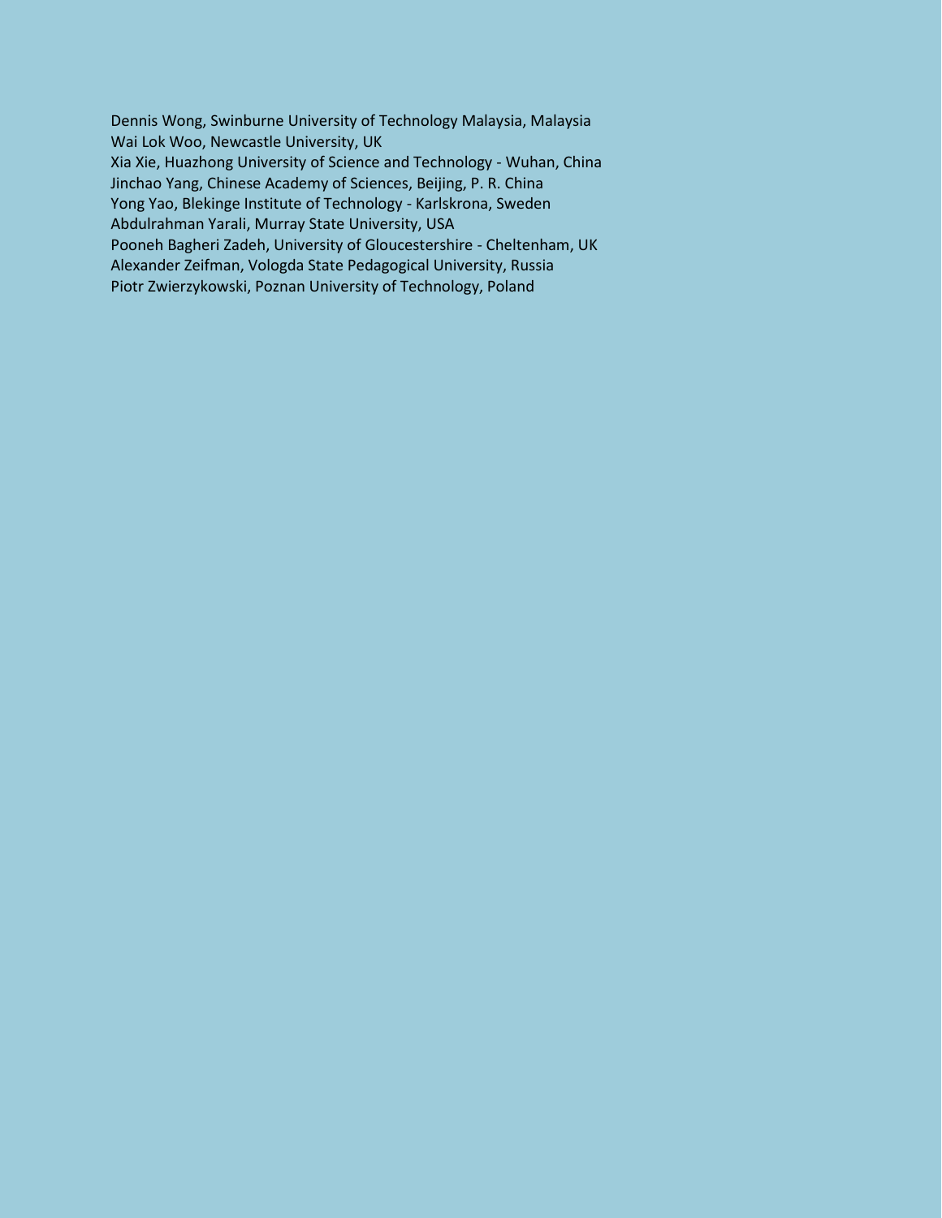Dennis Wong, Swinburne University of Technology Malaysia, Malaysia
Wai Lok Woo, Newcastle University, UK
Xia Xie, Huazhong University of Science and Technology - Wuhan, China
Jinchao Yang, Chinese Academy of Sciences, Beijing, P. R. China
Yong Yao, Blekinge Institute of Technology - Karlskrona, Sweden
Abdulrahman Yarali, Murray State University, USA
Pooneh Bagheri Zadeh, University of Gloucestershire - Cheltenham, UK
Alexander Zeifman, Vologda State Pedagogical University, Russia
Piotr Zwierzykowski, Poznan University of Technology, Poland